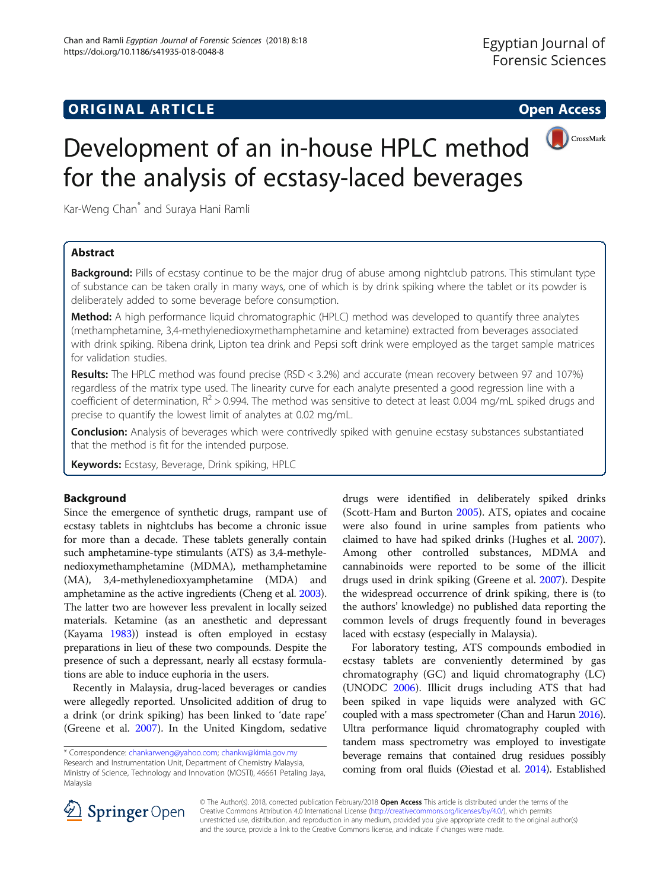**ORIGINAL ARTICLE** **Open Access**

# Development of an in-house HPLC method for the analysis of ecstasy-laced beverages

Kar-Weng Chan* and Suraya Hani Ramli

## Abstract

**Background:** Pills of ecstasy continue to be the major drug of abuse among nightclub patrons. This stimulant type of substance can be taken orally in many ways, one of which is by drink spiking where the tablet or its powder is deliberately added to some beverage before consumption.

**Method:** A high performance liquid chromatographic (HPLC) method was developed to quantify three analytes (methamphetamine, 3,4-methylenedioxymethamphetamine and ketamine) extracted from beverages associated with drink spiking. Ribena drink, Lipton tea drink and Pepsi soft drink were employed as the target sample matrices for validation studies.

**Results:** The HPLC method was found precise (RSD < 3.2%) and accurate (mean recovery between 97 and 107%) regardless of the matrix type used. The linearity curve for each analyte presented a good regression line with a coefficient of determination, $R^2 > 0.994$. The method was sensitive to detect at least 0.004 mg/mL spiked drugs and precise to quantify the lowest limit of analytes at 0.02 mg/mL.

**Conclusion:** Analysis of beverages which were contrivedly spiked with genuine ecstasy substances substantiated that the method is fit for the intended purpose.

**Keywords:** Ecstasy, Beverage, Drink spiking, HPLC

## Background

Since the emergence of synthetic drugs, rampant use of ecstasy tablets in nightclubs has become a chronic issue for more than a decade. These tablets generally contain such amphetamine-type stimulants (ATS) as 3,4-methylenedioxymethamphetamine (MDMA), methamphetamine (MA), 3,4-methylenedioxyamphetamine (MDA) and amphetamine as the active ingredients (Cheng et al. 2003). The latter two are however less prevalent in locally seized materials. Ketamine (as an anesthetic and depressant (Kayama 1983)) instead is often employed in ecstasy preparations in lieu of these two compounds. Despite the presence of such a depressant, nearly all ecstasy formulations are able to induce euphoria in the users.

Recently in Malaysia, drug-laced beverages or candies were allegedly reported. Unsolicited addition of drug to a drink (or drink spiking) has been linked to 'date rape' (Greene et al. 2007). In the United Kingdom, sedative drugs were identified in deliberately spiked drinks (Scott-Ham and Burton 2005). ATS, opiates and cocaine were also found in urine samples from patients who claimed to have had spiked drinks (Hughes et al. 2007). Among other controlled substances, MDMA and cannabinoids were reported to be some of the illicit drugs used in drink spiking (Greene et al. 2007). Despite the widespread occurrence of drink spiking, there is (to the authors' knowledge) no published data reporting the common levels of drugs frequently found in beverages laced with ecstasy (especially in Malaysia).

For laboratory testing, ATS compounds embodied in ecstasy tablets are conveniently determined by gas chromatography (GC) and liquid chromatography (LC) (UNODC 2006). Illicit drugs including ATS that had been spiked in vape liquids were analyzed with GC coupled with a mass spectrometer (Chan and Harun 2016). Ultra performance liquid chromatography coupled with tandem mass spectrometry was employed to investigate beverage remains that contained drug residues possibly coming from oral fluids (Øiestad et al. 2014). Established

\* Correspondence: chankarweng@yahoo.com; chankw@kimia.gov.my
Research and Instrumentation Unit, Department of Chemistry Malaysia, Ministry of Science, Technology and Innovation (MOSTI), 46661 Petaling Jaya, Malaysia

© The Author(s). 2018, corrected publication February/2018 **Open Access** This article is distributed under the terms of the Creative Commons Attribution 4.0 International License (http://creativecommons.org/licenses/by/4.0/), which permits unrestricted use, distribution, and reproduction in any medium, provided you give appropriate credit to the original author(s) and the source, provide a link to the Creative Commons license, and indicate if changes were made.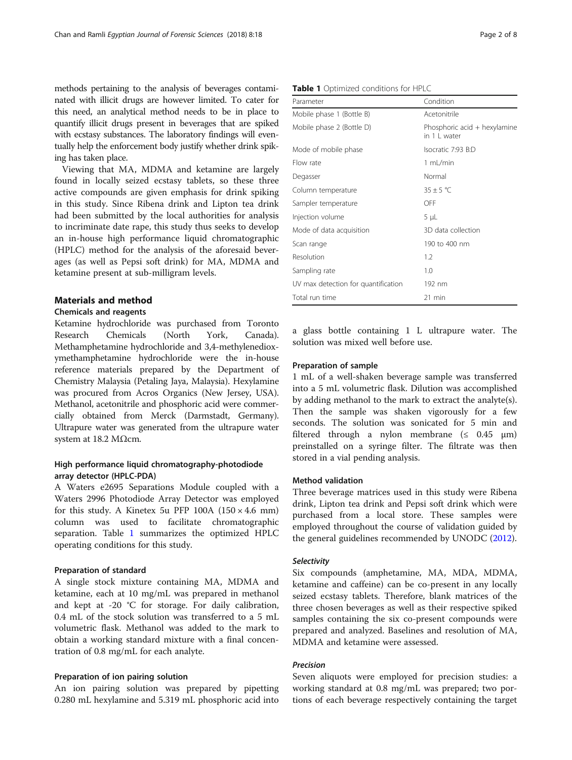methods pertaining to the analysis of beverages contaminated with illicit drugs are however limited. To cater for this need, an analytical method needs to be in place to quantify illicit drugs present in beverages that are spiked with ecstasy substances. The laboratory findings will eventually help the enforcement body justify whether drink spiking has taken place.

Viewing that MA, MDMA and ketamine are largely found in locally seized ecstasy tablets, so these three active compounds are given emphasis for drink spiking in this study. Since Ribena drink and Lipton tea drink had been submitted by the local authorities for analysis to incriminate date rape, this study thus seeks to develop an in-house high performance liquid chromatographic (HPLC) method for the analysis of the aforesaid beverages (as well as Pepsi soft drink) for MA, MDMA and ketamine present at sub-milligram levels.

## Materials and method

### Chemicals and reagents

Ketamine hydrochloride was purchased from Toronto Research Chemicals (North York, Canada). Methamphetamine hydrochloride and 3,4-methylenedioxymethamphetamine hydrochloride were the in-house reference materials prepared by the Department of Chemistry Malaysia (Petaling Jaya, Malaysia). Hexylamine was procured from Acros Organics (New Jersey, USA). Methanol, acetonitrile and phosphoric acid were commercially obtained from Merck (Darmstadt, Germany). Ultrapure water was generated from the ultrapure water system at 18.2 MΩcm.

### High performance liquid chromatography-photodiode array detector (HPLC-PDA)

A Waters e2695 Separations Module coupled with a Waters 2996 Photodiode Array Detector was employed for this study. A Kinetex 5u PFP 100A (150 × 4.6 mm) column was used to facilitate chromatographic separation. Table 1 summarizes the optimized HPLC operating conditions for this study.

**Table 1** Optimized conditions for HPLC

| Parameter | Condition |
|---|---|
| Mobile phase 1 (Bottle B) | Acetonitrile |
| Mobile phase 2 (Bottle D) | Phosphoric acid + hexylamine in 1 L water |
| Mode of mobile phase | Isocratic 7:93 B:D |
| Flow rate | 1 mL/min |
| Degasser | Normal |
| Column temperature | 35 ± 5 °C |
| Sampler temperature | OFF |
| Injection volume | 5 μL |
| Mode of data acquisition | 3D data collection |
| Scan range | 190 to 400 nm |
| Resolution | 1.2 |
| Sampling rate | 1.0 |
| UV max detection for quantification | 192 nm |
| Total run time | 21 min |

### Preparation of standard

A single stock mixture containing MA, MDMA and ketamine, each at 10 mg/mL was prepared in methanol and kept at -20 °C for storage. For daily calibration, 0.4 mL of the stock solution was transferred to a 5 mL volumetric flask. Methanol was added to the mark to obtain a working standard mixture with a final concentration of 0.8 mg/mL for each analyte.

### Preparation of ion pairing solution

An ion pairing solution was prepared by pipetting 0.280 mL hexylamine and 5.319 mL phosphoric acid into a glass bottle containing 1 L ultrapure water. The solution was mixed well before use.

### Preparation of sample

1 mL of a well-shaken beverage sample was transferred into a 5 mL volumetric flask. Dilution was accomplished by adding methanol to the mark to extract the analyte(s). Then the sample was shaken vigorously for a few seconds. The solution was sonicated for 5 min and filtered through a nylon membrane (≤ 0.45 μm) preinstalled on a syringe filter. The filtrate was then stored in a vial pending analysis.

### Method validation

Three beverage matrices used in this study were Ribena drink, Lipton tea drink and Pepsi soft drink which were purchased from a local store. These samples were employed throughout the course of validation guided by the general guidelines recommended by UNODC (2012).

#### *Selectivity*

Six compounds (amphetamine, MA, MDA, MDMA, ketamine and caffeine) can be co-present in any locally seized ecstasy tablets. Therefore, blank matrices of the three chosen beverages as well as their respective spiked samples containing the six co-present compounds were prepared and analyzed. Baselines and resolution of MA, MDMA and ketamine were assessed.

#### *Precision*

Seven aliquots were employed for precision studies: a working standard at 0.8 mg/mL was prepared; two portions of each beverage respectively containing the target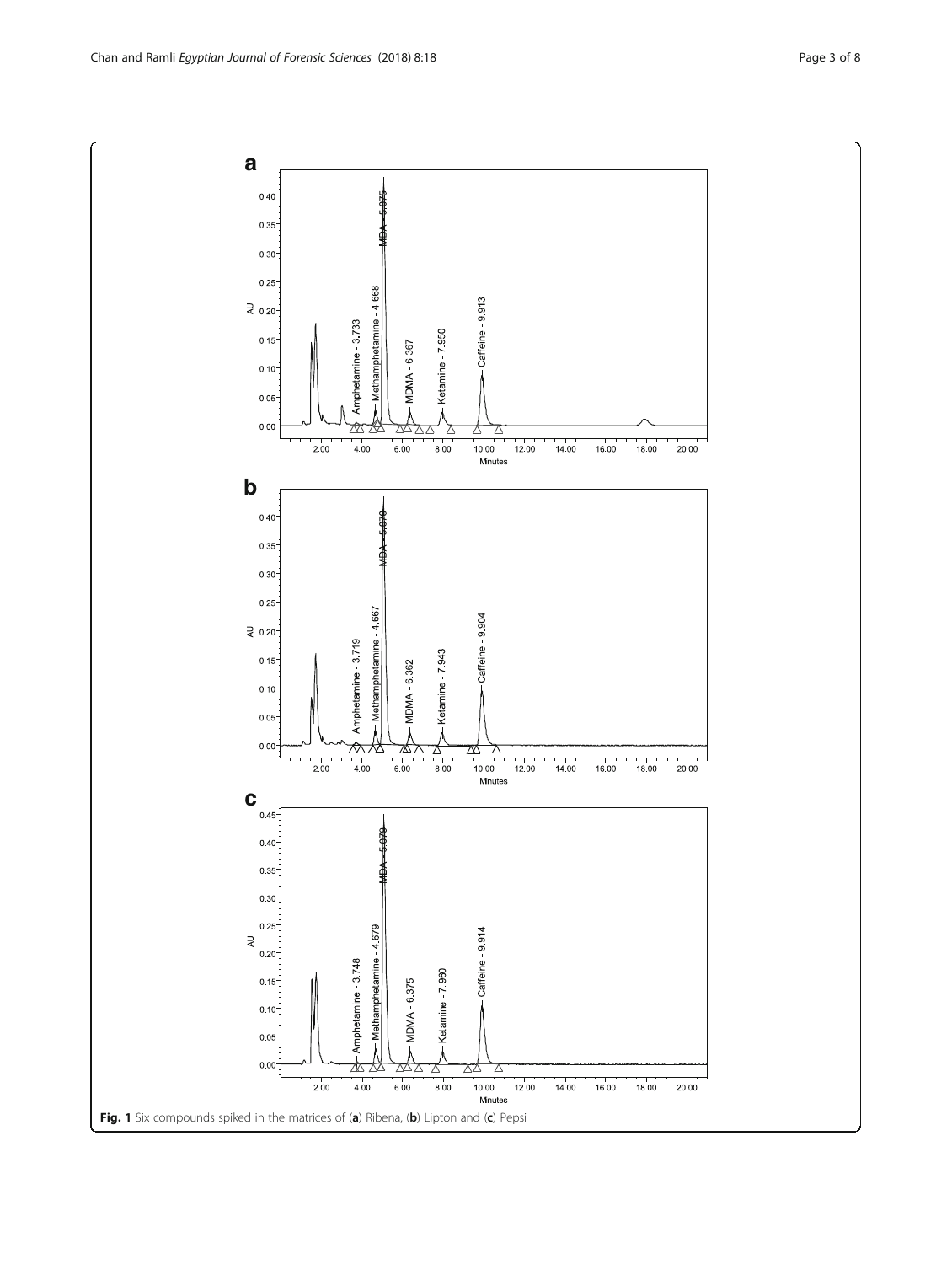Fig. 1 Six compounds spiked in the matrices of (a) Ribena, (b) Lipton and (c) Pepsi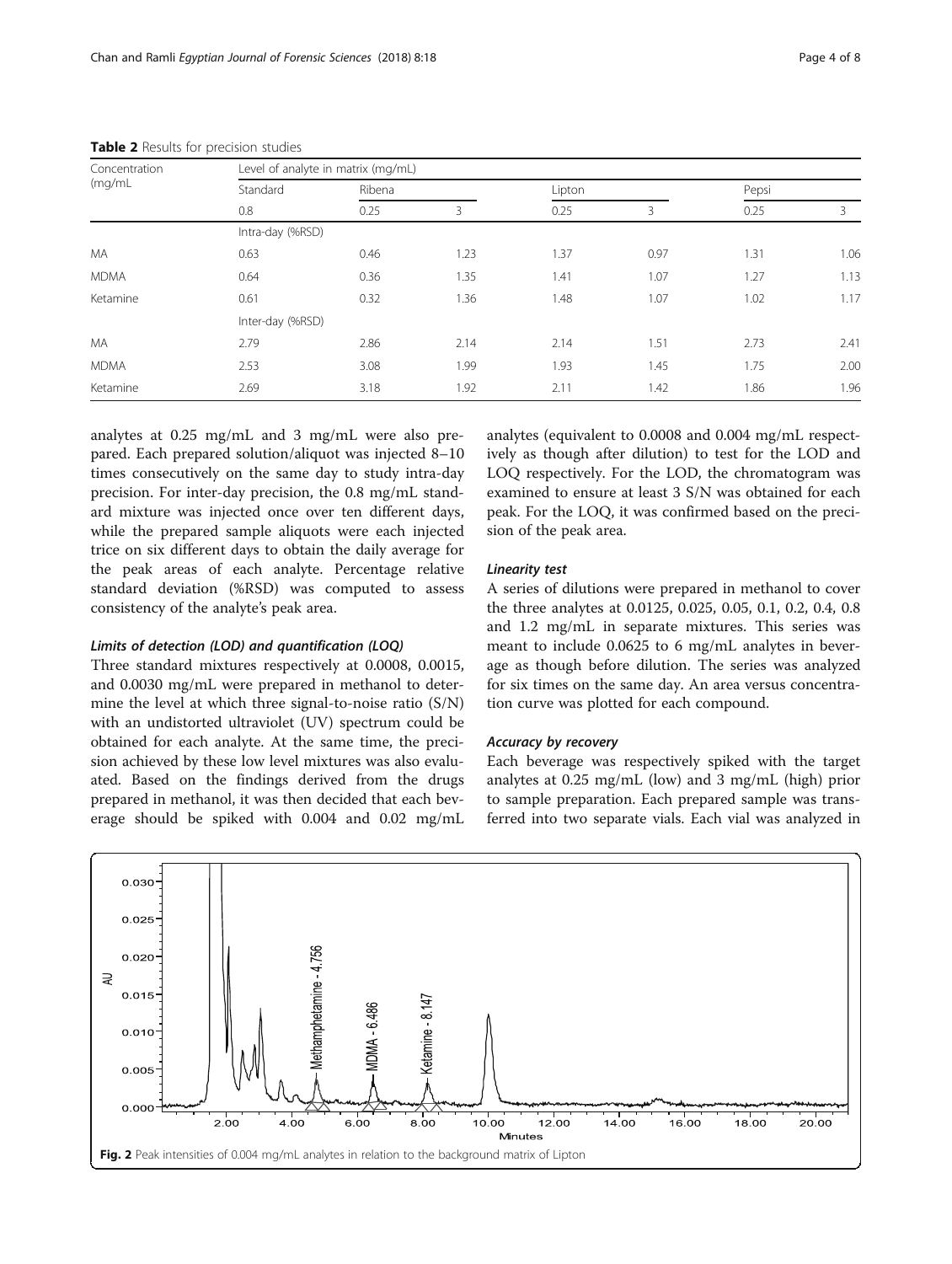**Table 2** Results for precision studies

| Concentration (mg/mL | Level of analyte in matrix (mg/mL) | | | | | | |
|---|---|---|---|---|---|---|---|
| | Standard | Ribena | | Lipton | | Pepsi | |
| | 0.8 | 0.25 | 3 | 0.25 | 3 | 0.25 | 3 |
| | Intra-day (%RSD) | | | | | | |
| MA | 0.63 | 0.46 | 1.23 | 1.37 | 0.97 | 1.31 | 1.06 |
| MDMA | 0.64 | 0.36 | 1.35 | 1.41 | 1.07 | 1.27 | 1.13 |
| Ketamine | 0.61 | 0.32 | 1.36 | 1.48 | 1.07 | 1.02 | 1.17 |
| | Inter-day (%RSD) | | | | | | |
| MA | 2.79 | 2.86 | 2.14 | 2.14 | 1.51 | 2.73 | 2.41 |
| MDMA | 2.53 | 3.08 | 1.99 | 1.93 | 1.45 | 1.75 | 2.00 |
| Ketamine | 2.69 | 3.18 | 1.92 | 2.11 | 1.42 | 1.86 | 1.96 |

analytes at 0.25 mg/mL and 3 mg/mL were also prepared. Each prepared solution/aliquot was injected 8–10 times consecutively on the same day to study intra-day precision. For inter-day precision, the 0.8 mg/mL standard mixture was injected once over ten different days, while the prepared sample aliquots were each injected trice on six different days to obtain the daily average for the peak areas of each analyte. Percentage relative standard deviation (%RSD) was computed to assess consistency of the analyte's peak area.

#### *Limits of detection (LOD) and quantification (LOQ)*

Three standard mixtures respectively at 0.0008, 0.0015, and 0.0030 mg/mL were prepared in methanol to determine the level at which three signal-to-noise ratio (S/N) with an undistorted ultraviolet (UV) spectrum could be obtained for each analyte. At the same time, the precision achieved by these low level mixtures was also evaluated. Based on the findings derived from the drugs prepared in methanol, it was then decided that each beverage should be spiked with 0.004 and 0.02 mg/mL analytes (equivalent to 0.0008 and 0.004 mg/mL respectively as though after dilution) to test for the LOD and LOQ respectively. For the LOD, the chromatogram was examined to ensure at least 3 S/N was obtained for each peak. For the LOQ, it was confirmed based on the precision of the peak area.

#### *Linearity test*

A series of dilutions were prepared in methanol to cover the three analytes at 0.0125, 0.025, 0.05, 0.1, 0.2, 0.4, 0.8 and 1.2 mg/mL in separate mixtures. This series was meant to include 0.0625 to 6 mg/mL analytes in beverage as though before dilution. The series was analyzed for six times on the same day. An area versus concentration curve was plotted for each compound.

#### *Accuracy by recovery*

Each beverage was respectively spiked with the target analytes at 0.25 mg/mL (low) and 3 mg/mL (high) prior to sample preparation. Each prepared sample was transferred into two separate vials. Each vial was analyzed in

**Fig. 2** Peak intensities of 0.004 mg/mL analytes in relation to the background matrix of Lipton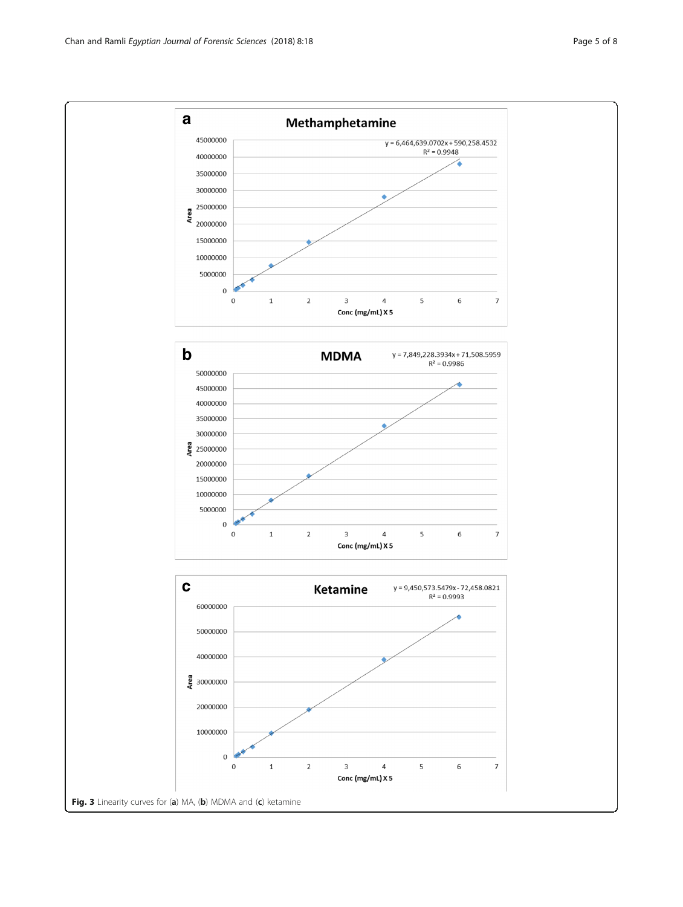Fig. 3 Linearity curves for (**a**) MA, (**b**) MDMA and (**c**) ketamine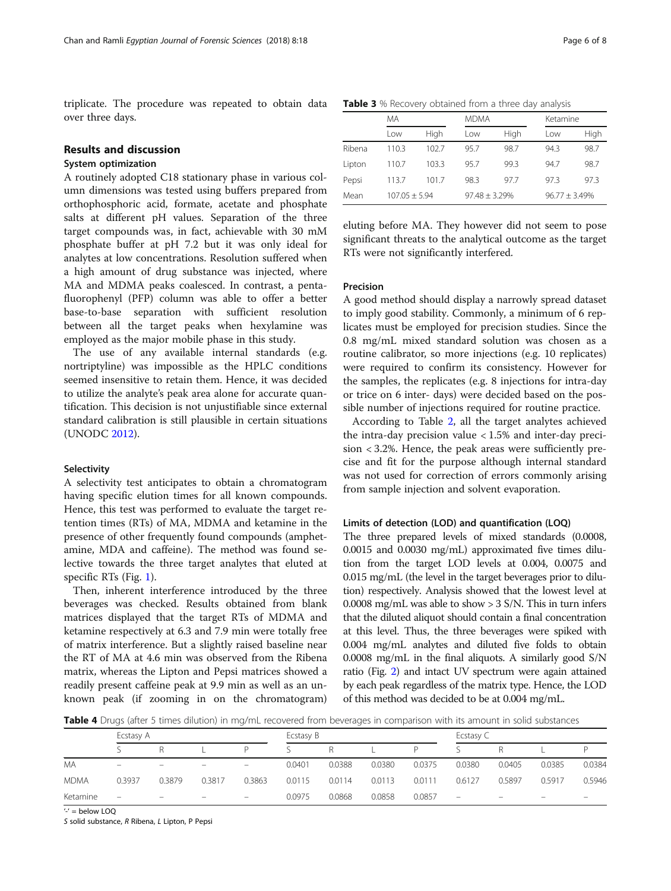triplicate. The procedure was repeated to obtain data over three days.

## Results and discussion

### System optimization

A routinely adopted C18 stationary phase in various column dimensions was tested using buffers prepared from orthophosphoric acid, formate, acetate and phosphate salts at different pH values. Separation of the three target compounds was, in fact, achievable with 30 mM phosphate buffer at pH 7.2 but it was only ideal for analytes at low concentrations. Resolution suffered when a high amount of drug substance was injected, where MA and MDMA peaks coalesced. In contrast, a pentafluorophenyl (PFP) column was able to offer a better base-to-base separation with sufficient resolution between all the target peaks when hexylamine was employed as the major mobile phase in this study.

The use of any available internal standards (e.g. nortriptyline) was impossible as the HPLC conditions seemed insensitive to retain them. Hence, it was decided to utilize the analyte's peak area alone for accurate quantification. This decision is not unjustifiable since external standard calibration is still plausible in certain situations (UNODC 2012).

### Selectivity

A selectivity test anticipates to obtain a chromatogram having specific elution times for all known compounds. Hence, this test was performed to evaluate the target retention times (RTs) of MA, MDMA and ketamine in the presence of other frequently found compounds (amphetamine, MDA and caffeine). The method was found selective towards the three target analytes that eluted at specific RTs (Fig. 1).

Then, inherent interference introduced by the three beverages was checked. Results obtained from blank matrices displayed that the target RTs of MDMA and ketamine respectively at 6.3 and 7.9 min were totally free of matrix interference. But a slightly raised baseline near the RT of MA at 4.6 min was observed from the Ribena matrix, whereas the Lipton and Pepsi matrices showed a readily present caffeine peak at 9.9 min as well as an unknown peak (if zooming in on the chromatogram) eluting before MA. They however did not seem to pose significant threats to the analytical outcome as the target RTs were not significantly interfered.

**Table 3** % Recovery obtained from a three day analysis

| | MA | | MDMA | | Ketamine | |
|---|---|---|---|---|---|---|
| | Low | High | Low | High | Low | High |
| Ribena | 110.3 | 102.7 | 95.7 | 98.7 | 94.3 | 98.7 |
| Lipton | 110.7 | 103.3 | 95.7 | 99.3 | 94.7 | 98.7 |
| Pepsi | 113.7 | 101.7 | 98.3 | 97.7 | 97.3 | 97.3 |
| Mean | 107.05 ± 5.94 | | 97.48 ± 3.29% | | 96.77 ± 3.49% | |

### Precision

A good method should display a narrowly spread dataset to imply good stability. Commonly, a minimum of 6 replicates must be employed for precision studies. Since the 0.8 mg/mL mixed standard solution was chosen as a routine calibrator, so more injections (e.g. 10 replicates) were required to confirm its consistency. However for the samples, the replicates (e.g. 8 injections for intra-day or trice on 6 inter- days) were decided based on the possible number of injections required for routine practice.

According to Table 2, all the target analytes achieved the intra-day precision value < 1.5% and inter-day precision < 3.2%. Hence, the peak areas were sufficiently precise and fit for the purpose although internal standard was not used for correction of errors commonly arising from sample injection and solvent evaporation.

### Limits of detection (LOD) and quantification (LOQ)

The three prepared levels of mixed standards (0.0008, 0.0015 and 0.0030 mg/mL) approximated five times dilution from the target LOD levels at 0.004, 0.0075 and 0.015 mg/mL (the level in the target beverages prior to dilution) respectively. Analysis showed that the lowest level at 0.0008 mg/mL was able to show > 3 S/N. This in turn infers that the diluted aliquot should contain a final concentration at this level. Thus, the three beverages were spiked with 0.004 mg/mL analytes and diluted five folds to obtain 0.0008 mg/mL in the final aliquots. A similarly good S/N ratio (Fig. 2) and intact UV spectrum were again attained by each peak regardless of the matrix type. Hence, the LOD of this method was decided to be at 0.004 mg/mL.

**Table 4** Drugs (after 5 times dilution) in mg/mL recovered from beverages in comparison with its amount in solid substances

| | Ecstasy A | | | | Ecstasy B | | | | Ecstasy C | | | |
|---|---|---|---|---|---|---|---|---|---|---|---|---|
| | S | R | L | P | S | R | L | P | S | R | L | P |
| MA | – | – | – | – | 0.0401 | 0.0388 | 0.0380 | 0.0375 | 0.0380 | 0.0405 | 0.0385 | 0.0384 |
| MDMA | 0.3937 | 0.3879 | 0.3817 | 0.3863 | 0.0115 | 0.0114 | 0.0113 | 0.0111 | 0.6127 | 0.5897 | 0.5917 | 0.5946 |
| Ketamine | – | – | – | – | 0.0975 | 0.0868 | 0.0858 | 0.0857 | – | – | – | – |

'-' = below LOQ

*S* solid substance, *R* Ribena, *L* Lipton, *P* Pepsi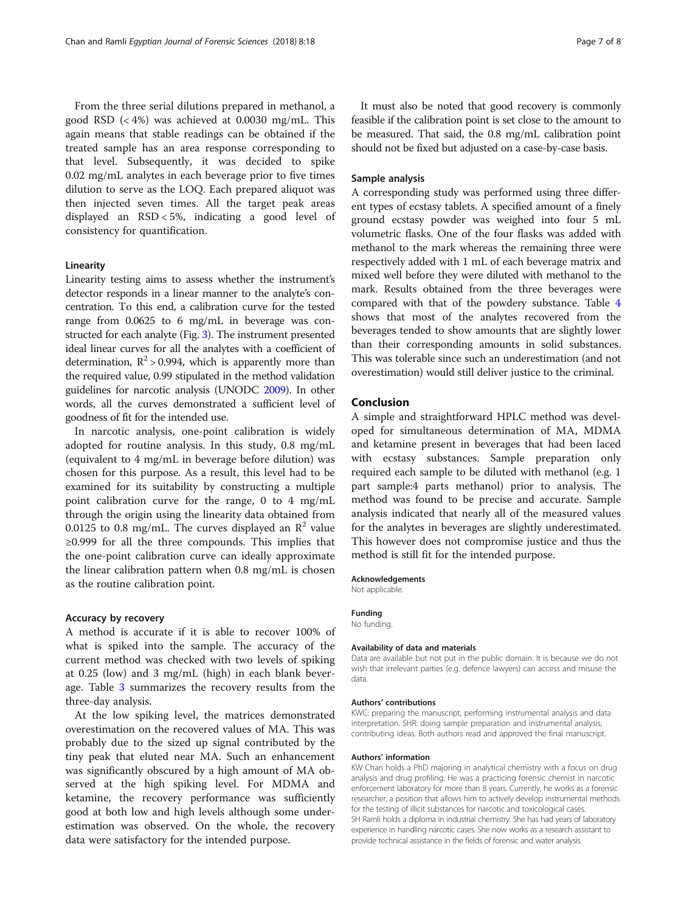From the three serial dilutions prepared in methanol, a good RSD (< 4%) was achieved at 0.0030 mg/mL. This again means that stable readings can be obtained if the treated sample has an area response corresponding to that level. Subsequently, it was decided to spike 0.02 mg/mL analytes in each beverage prior to five times dilution to serve as the LOQ. Each prepared aliquot was then injected seven times. All the target peak areas displayed an RSD < 5%, indicating a good level of consistency for quantification.

### Linearity

Linearity testing aims to assess whether the instrument's detector responds in a linear manner to the analyte's concentration. To this end, a calibration curve for the tested range from 0.0625 to 6 mg/mL in beverage was constructed for each analyte (Fig. 3). The instrument presented ideal linear curves for all the analytes with a coefficient of determination, $R^2 > 0.994$, which is apparently more than the required value, 0.99 stipulated in the method validation guidelines for narcotic analysis (UNODC 2009). In other words, all the curves demonstrated a sufficient level of goodness of fit for the intended use.

In narcotic analysis, one-point calibration is widely adopted for routine analysis. In this study, 0.8 mg/mL (equivalent to 4 mg/mL in beverage before dilution) was chosen for this purpose. As a result, this level had to be examined for its suitability by constructing a multiple point calibration curve for the range, 0 to 4 mg/mL through the origin using the linearity data obtained from 0.0125 to 0.8 mg/mL. The curves displayed an $R^2$ value ≥0.999 for all the three compounds. This implies that the one-point calibration curve can ideally approximate the linear calibration pattern when 0.8 mg/mL is chosen as the routine calibration point.

### Accuracy by recovery

A method is accurate if it is able to recover 100% of what is spiked into the sample. The accuracy of the current method was checked with two levels of spiking at 0.25 (low) and 3 mg/mL (high) in each blank beverage. Table 3 summarizes the recovery results from the three-day analysis.

At the low spiking level, the matrices demonstrated overestimation on the recovered values of MA. This was probably due to the sized up signal contributed by the tiny peak that eluted near MA. Such an enhancement was significantly obscured by a high amount of MA observed at the high spiking level. For MDMA and ketamine, the recovery performance was sufficiently good at both low and high levels although some underestimation was observed. On the whole, the recovery data were satisfactory for the intended purpose.

It must also be noted that good recovery is commonly feasible if the calibration point is set close to the amount to be measured. That said, the 0.8 mg/mL calibration point should not be fixed but adjusted on a case-by-case basis.

### Sample analysis

A corresponding study was performed using three different types of ecstasy tablets. A specified amount of a finely ground ecstasy powder was weighed into four 5 mL volumetric flasks. One of the four flasks was added with methanol to the mark whereas the remaining three were respectively added with 1 mL of each beverage matrix and mixed well before they were diluted with methanol to the mark. Results obtained from the three beverages were compared with that of the powdery substance. Table 4 shows that most of the analytes recovered from the beverages tended to show amounts that are slightly lower than their corresponding amounts in solid substances. This was tolerable since such an underestimation (and not overestimation) would still deliver justice to the criminal.

## Conclusion

A simple and straightforward HPLC method was developed for simultaneous determination of MA, MDMA and ketamine present in beverages that had been laced with ecstasy substances. Sample preparation only required each sample to be diluted with methanol (e.g. 1 part sample:4 parts methanol) prior to analysis. The method was found to be precise and accurate. Sample analysis indicated that nearly all of the measured values for the analytes in beverages are slightly underestimated. This however does not compromise justice and thus the method is still fit for the intended purpose.

#### Acknowledgements

Not applicable.

#### Funding

No funding.

#### Availability of data and materials

Data are available but not put in the public domain. It is because we do not wish that irrelevant parties (e.g. defence lawyers) can access and misuse the data.

#### Authors' contributions

KWC: preparing the manuscript, performing instrumental analysis and data interpretation. SHR: doing sample preparation and instrumental analysis, contributing ideas. Both authors read and approved the final manuscript.

#### Authors' information

KW Chan holds a PhD majoring in analytical chemistry with a focus on drug analysis and drug profiling. He was a practicing forensic chemist in narcotic enforcement laboratory for more than 8 years. Currently, he works as a forensic researcher, a position that allows him to actively develop instrumental methods for the testing of illicit substances for narcotic and toxicological cases.
SH Ramli holds a diploma in industrial chemistry. She has had years of laboratory experience in handling narcotic cases. She now works as a research assistant to provide technical assistance in the fields of forensic and water analysis.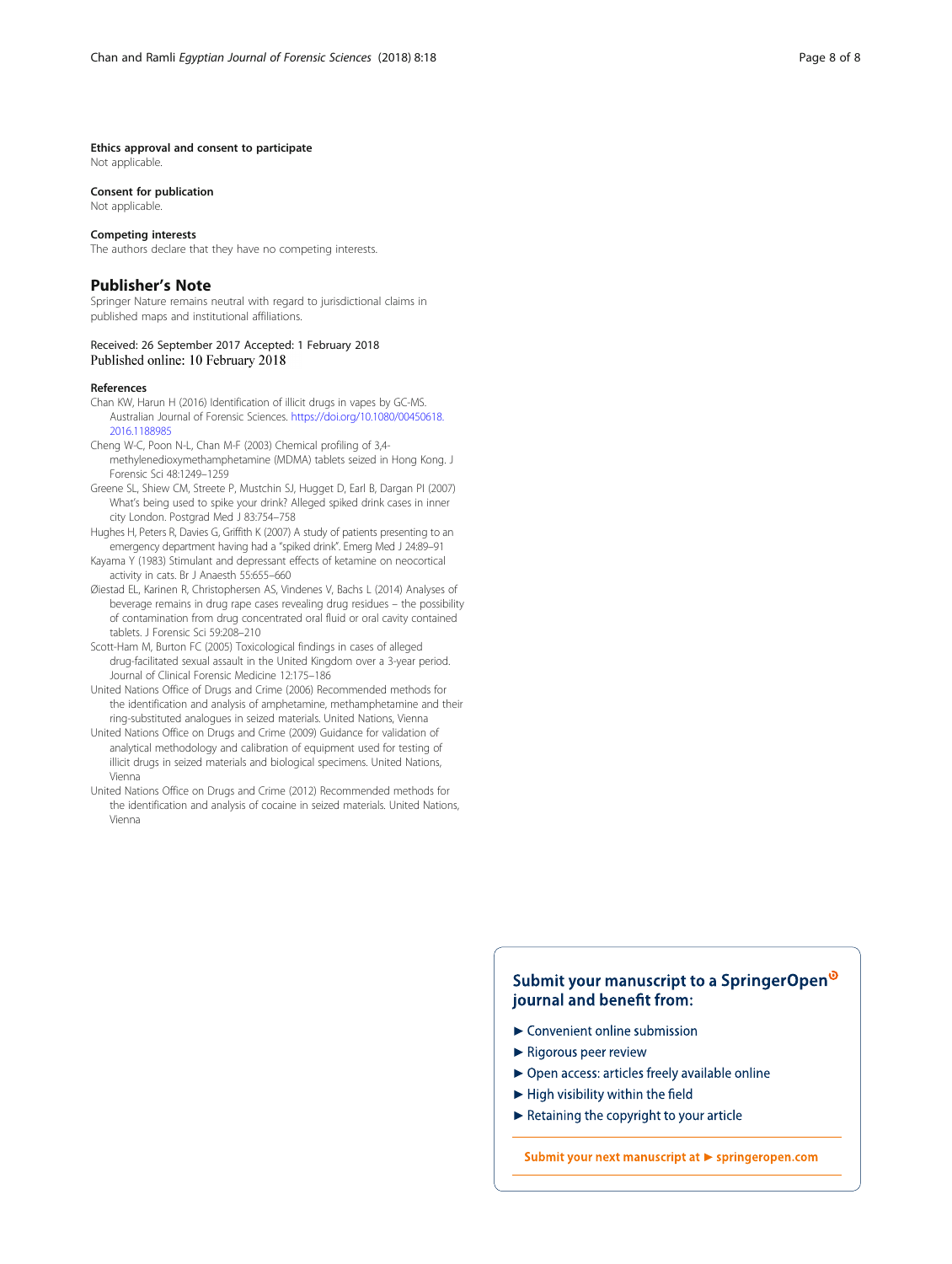#### Ethics approval and consent to participate

Not applicable.

#### Consent for publication

Not applicable.

#### Competing interests

The authors declare that they have no competing interests.

### Publisher's Note

Springer Nature remains neutral with regard to jurisdictional claims in published maps and institutional affiliations.

Received: 26 September 2017 Accepted: 1 February 2018
Published online: 10 February 2018

#### References

Chan KW, Harun H (2016) Identification of illicit drugs in vapes by GC-MS. Australian Journal of Forensic Sciences. https://doi.org/10.1080/00450618.2016.1188985

Cheng W-C, Poon N-L, Chan M-F (2003) Chemical profiling of 3,4-methylenedioxymethamphetamine (MDMA) tablets seized in Hong Kong. J Forensic Sci 48:1249–1259

Greene SL, Shiew CM, Streete P, Mustchin SJ, Hugget D, Earl B, Dargan PI (2007) What's being used to spike your drink? Alleged spiked drink cases in inner city London. Postgrad Med J 83:754–758

Hughes H, Peters R, Davies G, Griffith K (2007) A study of patients presenting to an emergency department having had a "spiked drink". Emerg Med J 24:89–91

Kayama Y (1983) Stimulant and depressant effects of ketamine on neocortical activity in cats. Br J Anaesth 55:655–660

Øiestad EL, Karinen R, Christophersen AS, Vindenes V, Bachs L (2014) Analyses of beverage remains in drug rape cases revealing drug residues – the possibility of contamination from drug concentrated oral fluid or oral cavity contained tablets. J Forensic Sci 59:208–210

Scott-Ham M, Burton FC (2005) Toxicological findings in cases of alleged drug-facilitated sexual assault in the United Kingdom over a 3-year period. Journal of Clinical Forensic Medicine 12:175–186

United Nations Office of Drugs and Crime (2006) Recommended methods for the identification and analysis of amphetamine, methamphetamine and their ring-substituted analogues in seized materials. United Nations, Vienna

United Nations Office on Drugs and Crime (2009) Guidance for validation of analytical methodology and calibration of equipment used for testing of illicit drugs in seized materials and biological specimens. United Nations, Vienna

United Nations Office on Drugs and Crime (2012) Recommended methods for the identification and analysis of cocaine in seized materials. United Nations, Vienna